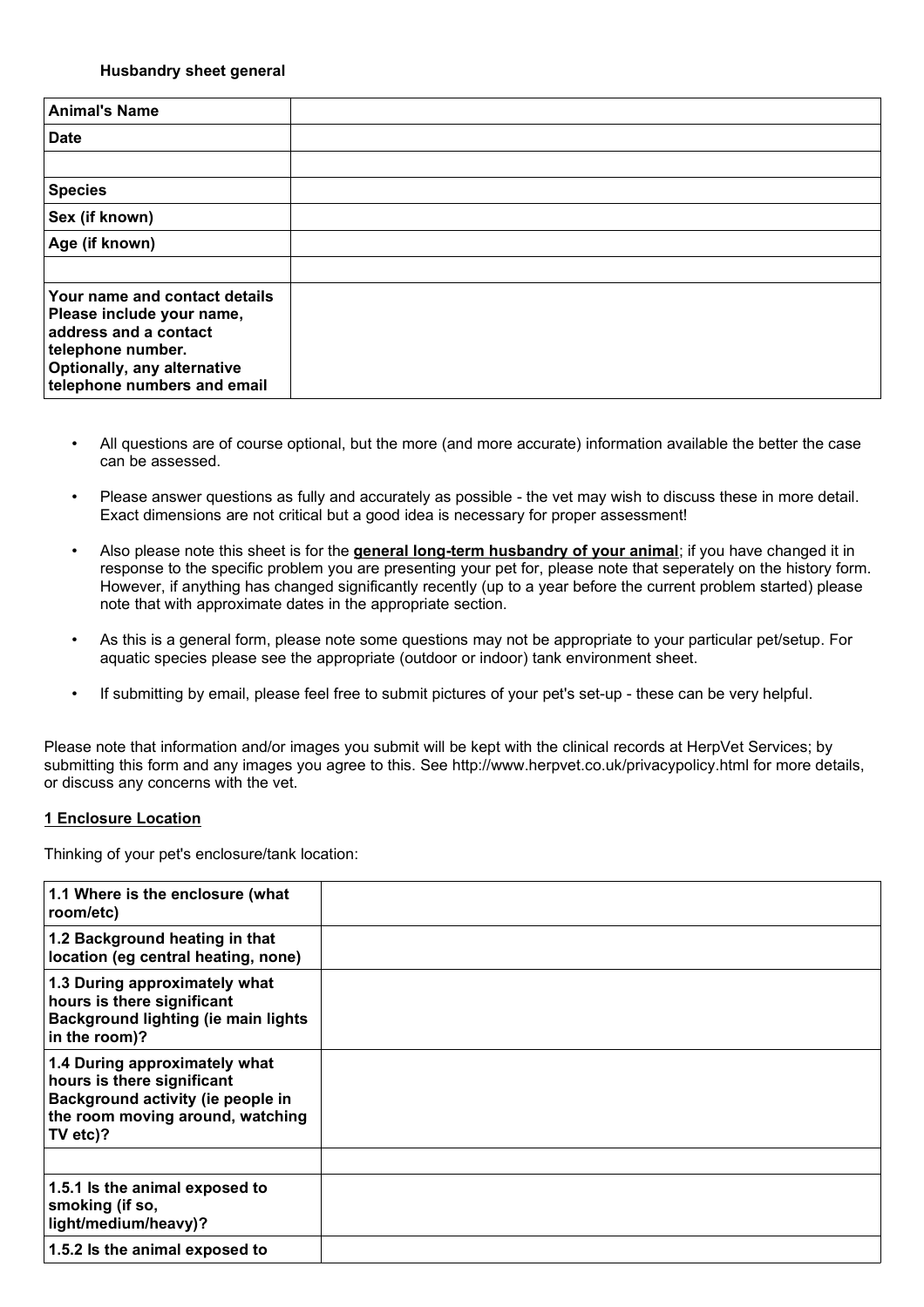**Husbandry sheet general**

| Animal's Name | |
|---|---|
| **Date** | |
| | |
| **Species** | |
| **Sex (if known)** | |
| **Age (if known)** | |
| | |
| **Your name and contact details Please include your name, address and a contact telephone number. Optionally, any alternative telephone numbers and email** | |

- All questions are of course optional, but the more (and more accurate) information available the better the case can be assessed.
- Please answer questions as fully and accurately as possible - the vet may wish to discuss these in more detail. Exact dimensions are not critical but a good idea is necessary for proper assessment!
- Also please note this sheet is for the **general long-term husbandry of your animal**; if you have changed it in response to the specific problem you are presenting your pet for, please note that seperately on the history form. However, if anything has changed significantly recently (up to a year before the current problem started) please note that with approximate dates in the appropriate section.
- As this is a general form, please note some questions may not be appropriate to your particular pet/setup. For aquatic species please see the appropriate (outdoor or indoor) tank environment sheet.
- If submitting by email, please feel free to submit pictures of your pet's set-up - these can be very helpful.

Please note that information and/or images you submit will be kept with the clinical records at HerpVet Services; by submitting this form and any images you agree to this. See http://www.herpvet.co.uk/privacypolicy.html for more details, or discuss any concerns with the vet.

## 1 Enclosure Location

Thinking of your pet's enclosure/tank location:

| 1.1 Where is the enclosure (what room/etc) | |
|---|---|
| **1.2 Background heating in that location (eg central heating, none)** | |
| **1.3 During approximately what hours is there significant Background lighting (ie main lights in the room)?** | |
| **1.4 During approximately what hours is there significant Background activity (ie people in the room moving around, watching TV etc)?** | |
| | |
| **1.5.1 Is the animal exposed to smoking (if so, light/medium/heavy)?** | |
| **1.5.2 Is the animal exposed to** | |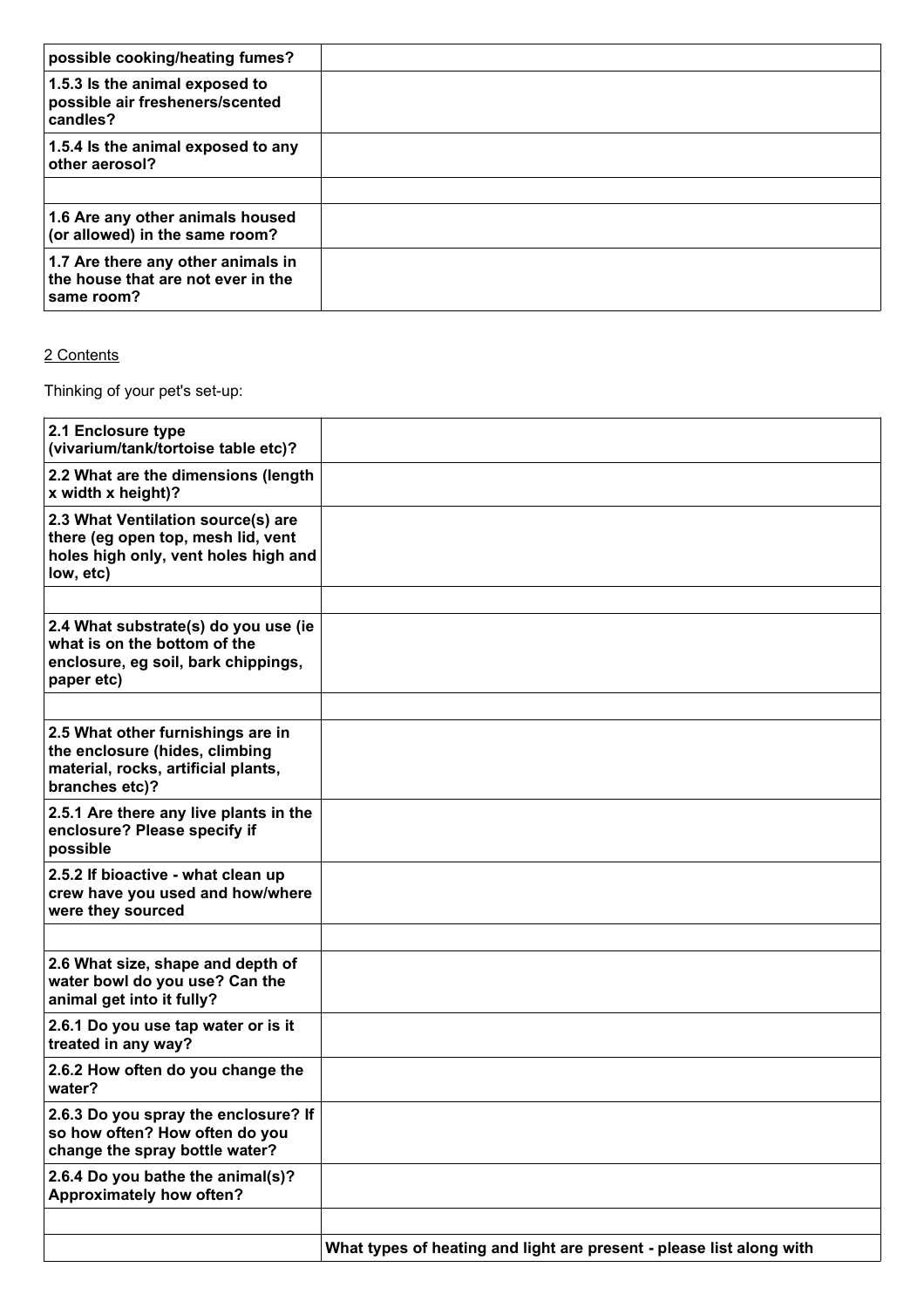| possible cooking/heating fumes? | |
|---|---|
| **1.5.3 Is the animal exposed to possible air fresheners/scented candles?** | |
| **1.5.4 Is the animal exposed to any other aerosol?** | |
| | |
| **1.6 Are any other animals housed (or allowed) in the same room?** | |
| **1.7 Are there any other animals in the house that are not ever in the same room?** | |

2 Contents

Thinking of your pet's set-up:

| 2.1 Enclosure type (vivarium/tank/tortoise table etc)? | |
|---|---|
| **2.2 What are the dimensions (length x width x height)?** | |
| **2.3 What Ventilation source(s) are there (eg open top, mesh lid, vent holes high only, vent holes high and low, etc)** | |
| | |
| **2.4 What substrate(s) do you use (ie what is on the bottom of the enclosure, eg soil, bark chippings, paper etc)** | |
| | |
| **2.5 What other furnishings are in the enclosure (hides, climbing material, rocks, artificial plants, branches etc)?** | |
| **2.5.1 Are there any live plants in the enclosure? Please specify if possible** | |
| **2.5.2 If bioactive - what clean up crew have you used and how/where were they sourced** | |
| | |
| **2.6 What size, shape and depth of water bowl do you use? Can the animal get into it fully?** | |
| **2.6.1 Do you use tap water or is it treated in any way?** | |
| **2.6.2 How often do you change the water?** | |
| **2.6.3 Do you spray the enclosure? If so how often? How often do you change the spray bottle water?** | |
| **2.6.4 Do you bathe the animal(s)? Approximately how often?** | |
| | |
| | **What types of heating and light are present - please list along with** |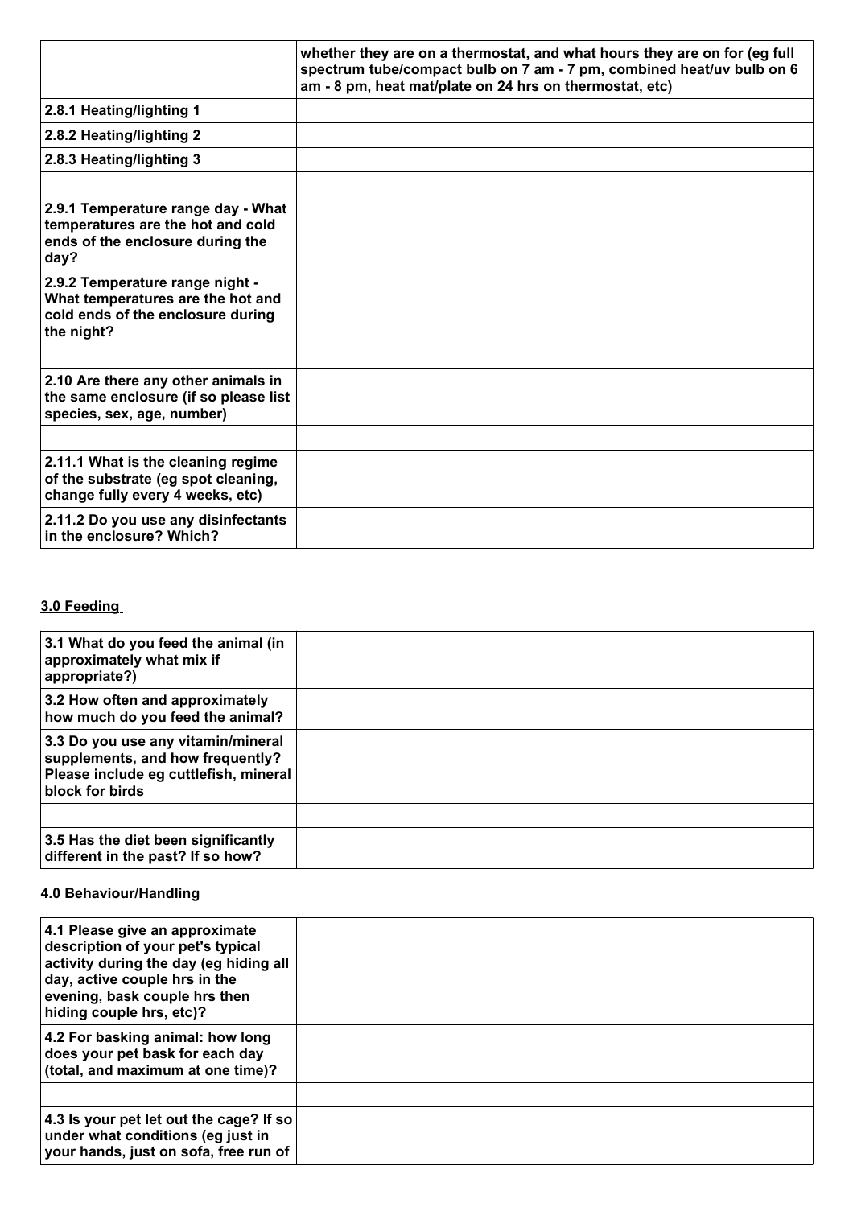| | whether they are on a thermostat, and what hours they are on for (eg full spectrum tube/compact bulb on 7 am - 7 pm, combined heat/uv bulb on 6 am - 8 pm, heat mat/plate on 24 hrs on thermostat, etc) |
|---|---|
| **2.8.1 Heating/lighting 1** | |
| **2.8.2 Heating/lighting 2** | |
| **2.8.3 Heating/lighting 3** | |
| | |
| **2.9.1 Temperature range day - What temperatures are the hot and cold ends of the enclosure during the day?** | |
| **2.9.2 Temperature range night - What temperatures are the hot and cold ends of the enclosure during the night?** | |
| | |
| **2.10 Are there any other animals in the same enclosure (if so please list species, sex, age, number)** | |
| | |
| **2.11.1 What is the cleaning regime of the substrate (eg spot cleaning, change fully every 4 weeks, etc)** | |
| **2.11.2 Do you use any disinfectants in the enclosure? Which?** | |

## 3.0 Feeding

| | |
|---|---|
| **3.1 What do you feed the animal (in approximately what mix if appropriate?)** | |
| **3.2 How often and approximately how much do you feed the animal?** | |
| **3.3 Do you use any vitamin/mineral supplements, and how frequently? Please include eg cuttlefish, mineral block for birds** | |
| | |
| **3.5 Has the diet been significantly different in the past? If so how?** | |

## 4.0 Behaviour/Handling

| | |
|---|---|
| **4.1 Please give an approximate description of your pet's typical activity during the day (eg hiding all day, active couple hrs in the evening, bask couple hrs then hiding couple hrs, etc)?** | |
| **4.2 For basking animal: how long does your pet bask for each day (total, and maximum at one time)?** | |
| | |
| **4.3 Is your pet let out the cage? If so under what conditions (eg just in your hands, just on sofa, free run of** | |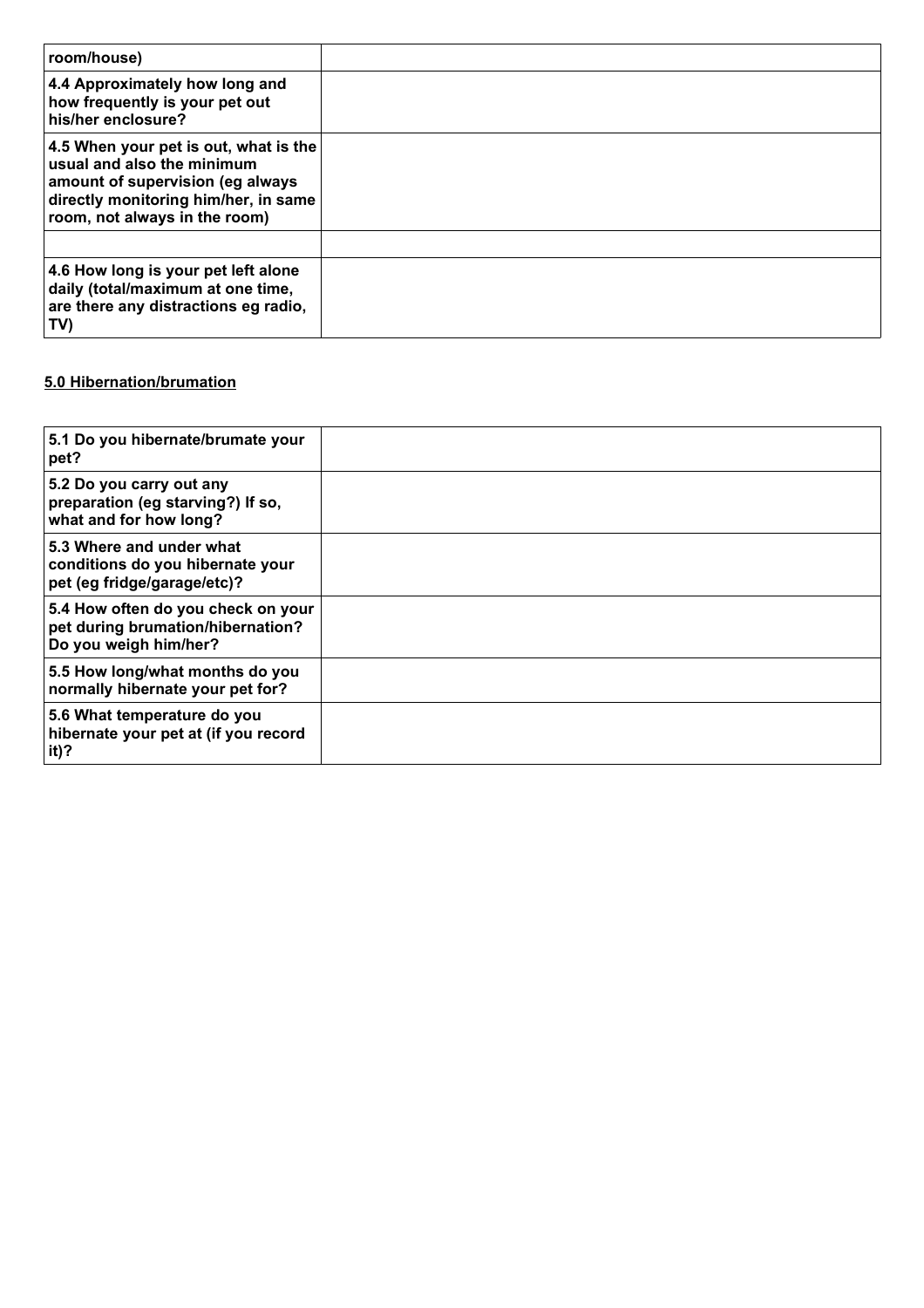| | |
|---|---|
| **room/house)** | |
| **4.4 Approximately how long and how frequently is your pet out his/her enclosure?** | |
| **4.5 When your pet is out, what is the usual and also the minimum amount of supervision (eg always directly monitoring him/her, in same room, not always in the room)** | |
| | |
| **4.6 How long is your pet left alone daily (total/maximum at one time, are there any distractions eg radio, TV)** | |

## 5.0 Hibernation/brumation

| | |
|---|---|
| **5.1 Do you hibernate/brumate your pet?** | |
| **5.2 Do you carry out any preparation (eg starving?) If so, what and for how long?** | |
| **5.3 Where and under what conditions do you hibernate your pet (eg fridge/garage/etc)?** | |
| **5.4 How often do you check on your pet during brumation/hibernation? Do you weigh him/her?** | |
| **5.5 How long/what months do you normally hibernate your pet for?** | |
| **5.6 What temperature do you hibernate your pet at (if you record it)?** | |